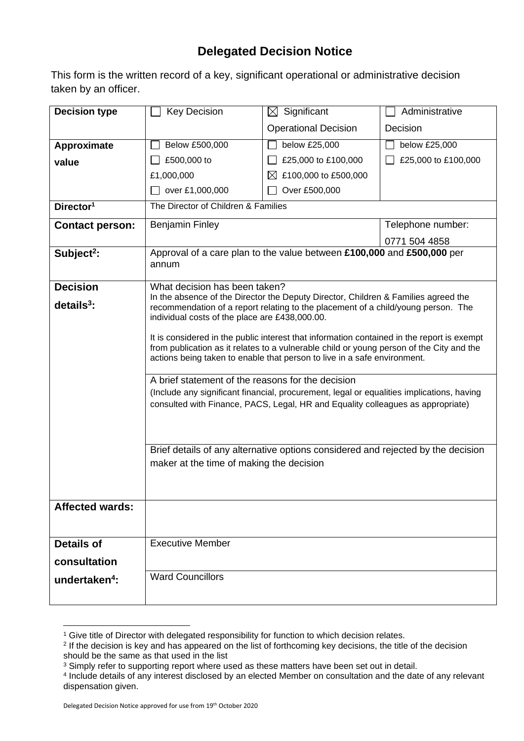# Delegated Decision Notice

This form is the written record of a key, significant operational or administrative decision taken by an officer.

| | | | |
|---|---|---|---|
| **Decision type** | ☐ Key Decision | ☒ Significant Operational Decision | ☐ Administrative Decision |
| **Approximate value** | ☐ Below £500,000<br>☐ £500,000 to £1,000,000<br>☐ over £1,000,000 | ☐ below £25,000<br>☐ £25,000 to £100,000<br>☒ £100,000 to £500,000<br>☐ Over £500,000 | ☐ below £25,000<br>☐ £25,000 to £100,000 |
| **Director[1]** | The Director of Children & Families | | |
| **Contact person:** | Benjamin Finley | | Telephone number:<br>0771 504 4858 |
| **Subject[2]:** | Approval of a care plan to the value between **£100,000** and **£500,000** per annum | | |
| **Decision details[3]:** | What decision has been taken?<br>In the absence of the Director the Deputy Director, Children & Families agreed the recommendation of a report relating to the placement of a child/young person. The individual costs of the place are £438,000.00.<br><br>It is considered in the public interest that information contained in the report is exempt from publication as it relates to a vulnerable child or young person of the City and the actions being taken to enable that person to live in a safe environment. | | |
| | A brief statement of the reasons for the decision<br>(Include any significant financial, procurement, legal or equalities implications, having consulted with Finance, PACS, Legal, HR and Equality colleagues as appropriate) | | |
| | Brief details of any alternative options considered and rejected by the decision maker at the time of making the decision | | |
| **Affected wards:** | | | |
| **Details of consultation undertaken[4]:** | Executive Member | | |
| | Ward Councillors | | |

[1] Give title of Director with delegated responsibility for function to which decision relates.
[2] If the decision is key and has appeared on the list of forthcoming key decisions, the title of the decision should be the same as that used in the list
[3] Simply refer to supporting report where used as these matters have been set out in detail.
[4] Include details of any interest disclosed by an elected Member on consultation and the date of any relevant dispensation given.

Delegated Decision Notice approved for use from 19th October 2020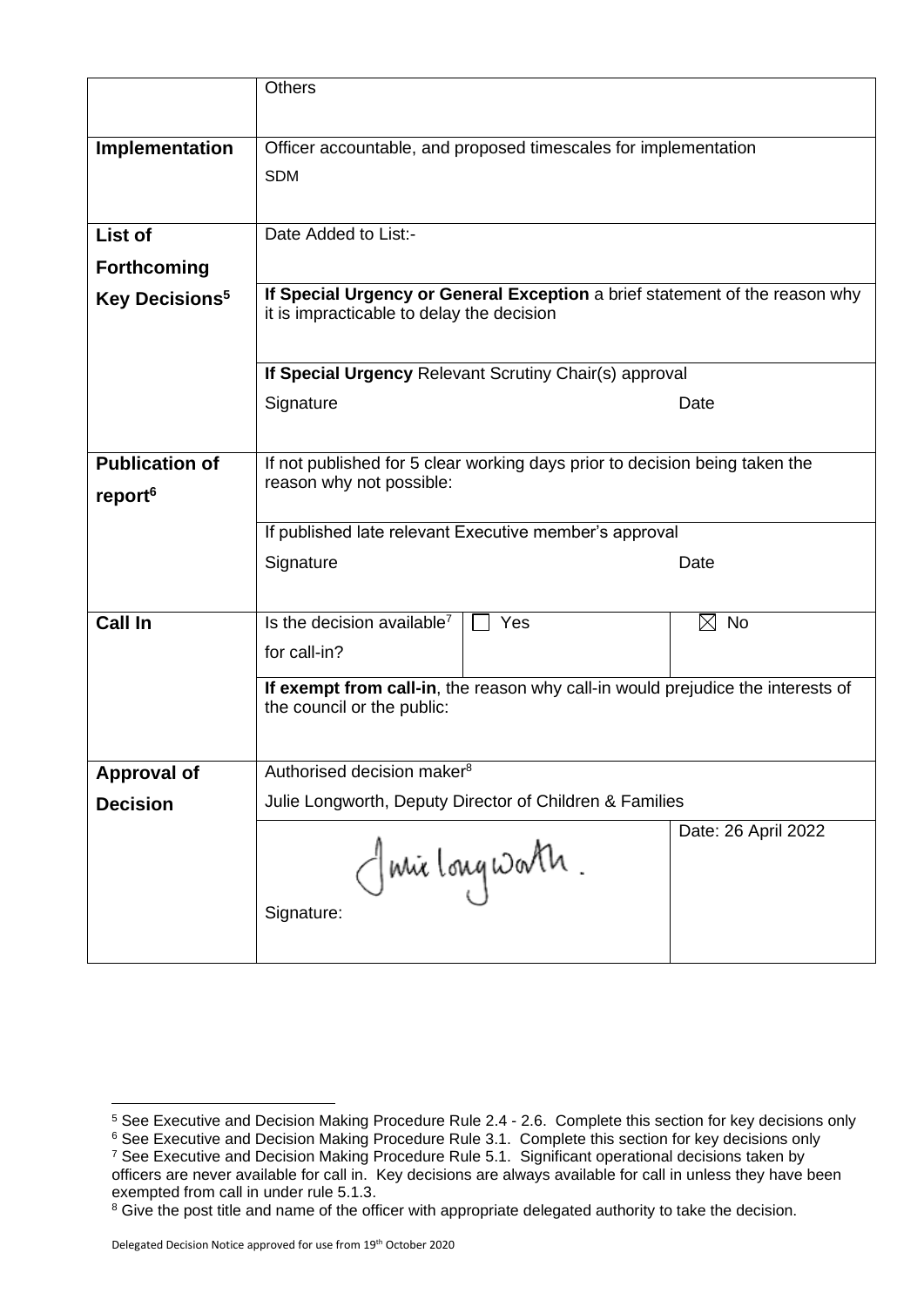| | | | |
|---|---|---|---|
| | Others | | |
| **Implementation** | Officer accountable, and proposed timescales for implementation<br>SDM | | |
| **List of Forthcoming Key Decisions**[5] | Date Added to List:- | | |
| | **If Special Urgency or General Exception** a brief statement of the reason why it is impracticable to delay the decision | | |
| | **If Special Urgency** Relevant Scrutiny Chair(s) approval<br>Signature | | Date |
| **Publication of report**[6] | If not published for 5 clear working days prior to decision being taken the reason why not possible: | | |
| | If published late relevant Executive member's approval<br>Signature | | Date |
| **Call In** | Is the decision available[7] for call-in? | ☐ Yes | ☒ No |
| | **If exempt from call-in**, the reason why call-in would prejudice the interests of the council or the public: | | |
| **Approval of Decision** | Authorised decision maker[8]<br>Julie Longworth, Deputy Director of Children & Families | | |
| | Signature: Julie Longworth. | | Date: 26 April 2022 |

[5] See Executive and Decision Making Procedure Rule 2.4 - 2.6. Complete this section for key decisions only

[6] See Executive and Decision Making Procedure Rule 3.1. Complete this section for key decisions only

[7] See Executive and Decision Making Procedure Rule 5.1. Significant operational decisions taken by officers are never available for call in. Key decisions are always available for call in unless they have been exempted from call in under rule 5.1.3.

[8] Give the post title and name of the officer with appropriate delegated authority to take the decision.

Delegated Decision Notice approved for use from 19th October 2020